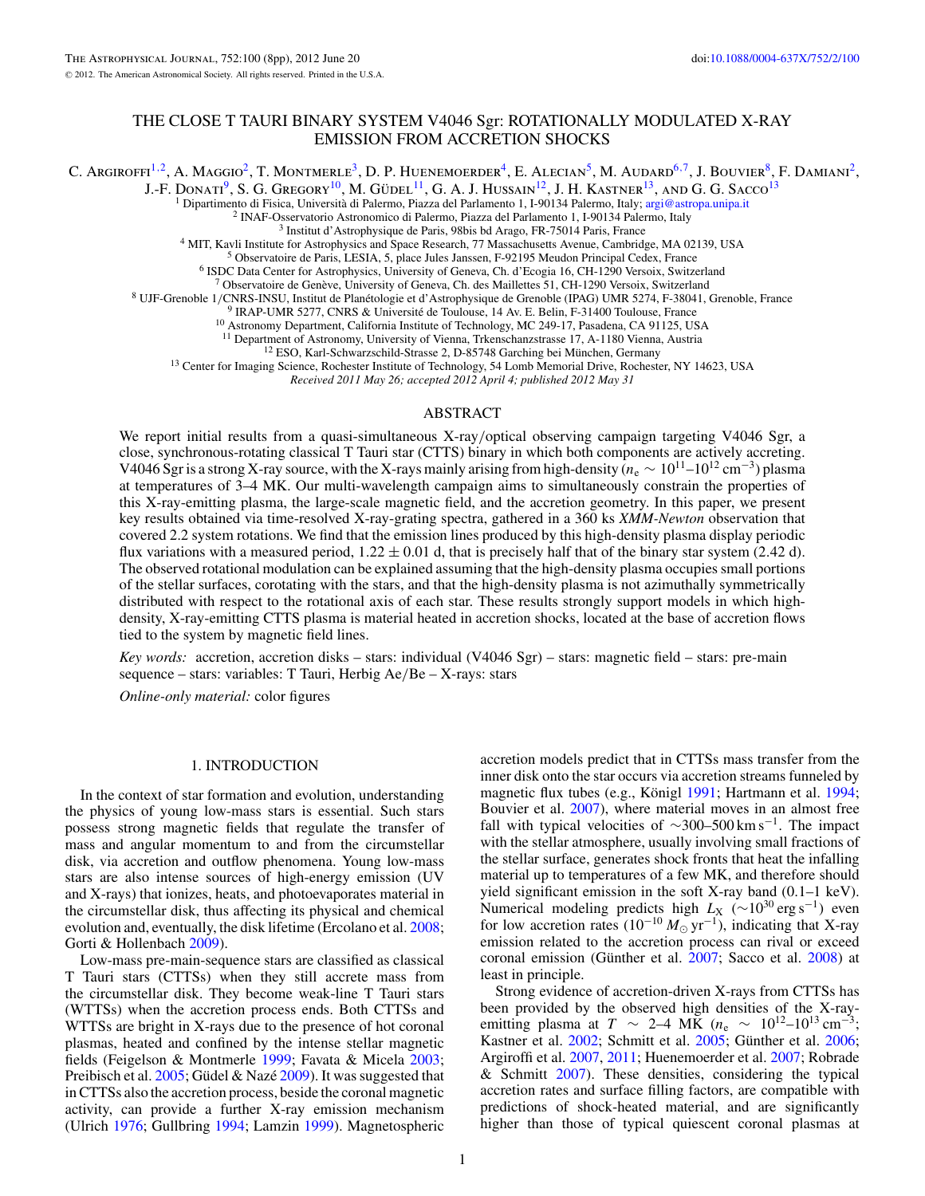# THE CLOSE T TAURI BINARY SYSTEM V4046 Sgr: ROTATIONALLY MODULATED X-RAY EMISSION FROM ACCRETION SHOCKS

C. Argiroffi[1,2], A. Maggio[2], T. Montmerle[3], D. P. Huenemoerder[4], E. Alecian[5], M. Audard[6,7], J. Bouvier[8], F. Damiani[2], J.-F. Donati[9], S. G. Gregory[10], M. Güdel[11], G. A. J. Hussain[12], J. H. Kastner[13], and G. G. Sacco[13]

[1] Dipartimento di Fisica, Università di Palermo, Piazza del Parlamento 1, I-90134 Palermo, Italy; argi@astropa.unipa.it
[2] INAF-Osservatorio Astronomico di Palermo, Piazza del Parlamento 1, I-90134 Palermo, Italy
[3] Institut d'Astrophysique de Paris, 98bis bd Arago, FR-75014 Paris, France
[4] MIT, Kavli Institute for Astrophysics and Space Research, 77 Massachusetts Avenue, Cambridge, MA 02139, USA
[5] Observatoire de Paris, LESIA, 5, place Jules Janssen, F-92195 Meudon Principal Cedex, France
[6] ISDC Data Center for Astrophysics, University of Geneva, Ch. d'Ecogia 16, CH-1290 Versoix, Switzerland
[7] Observatoire de Genève, University of Geneva, Ch. des Maillettes 51, CH-1290 Versoix, Switzerland
[8] UJF-Grenoble 1/CNRS-INSU, Institut de Planétologie et d'Astrophysique de Grenoble (IPAG) UMR 5274, F-38041, Grenoble, France
[9] IRAP-UMR 5277, CNRS & Université de Toulouse, 14 Av. E. Belin, F-31400 Toulouse, France
[10] Astronomy Department, California Institute of Technology, MC 249-17, Pasadena, CA 91125, USA
[11] Department of Astronomy, University of Vienna, Trkenschanzstrasse 17, A-1180 Vienna, Austria
[12] ESO, Karl-Schwarzschild-Strasse 2, D-85748 Garching bei München, Germany
[13] Center for Imaging Science, Rochester Institute of Technology, 54 Lomb Memorial Drive, Rochester, NY 14623, USA

*Received 2011 May 26; accepted 2012 April 4; published 2012 May 31*

## ABSTRACT

We report initial results from a quasi-simultaneous X-ray/optical observing campaign targeting V4046 Sgr, a close, synchronous-rotating classical T Tauri star (CTTS) binary in which both components are actively accreting. V4046 Sgr is a strong X-ray source, with the X-rays mainly arising from high-density ($n_e \sim 10^{11}$–$10^{12}$ cm$^{-3}$) plasma at temperatures of 3–4 MK. Our multi-wavelength campaign aims to simultaneously constrain the properties of this X-ray-emitting plasma, the large-scale magnetic field, and the accretion geometry. In this paper, we present key results obtained via time-resolved X-ray-grating spectra, gathered in a 360 ks *XMM-Newton* observation that covered 2.2 system rotations. We find that the emission lines produced by this high-density plasma display periodic flux variations with a measured period, $1.22 \pm 0.01$ d, that is precisely half that of the binary star system (2.42 d). The observed rotational modulation can be explained assuming that the high-density plasma occupies small portions of the stellar surfaces, corotating with the stars, and that the high-density plasma is not azimuthally symmetrically distributed with respect to the rotational axis of each star. These results strongly support models in which high-density, X-ray-emitting CTTS plasma is material heated in accretion shocks, located at the base of accretion flows tied to the system by magnetic field lines.

*Key words:* accretion, accretion disks – stars: individual (V4046 Sgr) – stars: magnetic field – stars: pre-main sequence – stars: variables: T Tauri, Herbig Ae/Be – X-rays: stars

*Online-only material:* color figures

## 1. INTRODUCTION

In the context of star formation and evolution, understanding the physics of young low-mass stars is essential. Such stars possess strong magnetic fields that regulate the transfer of mass and angular momentum to and from the circumstellar disk, via accretion and outflow phenomena. Young low-mass stars are also intense sources of high-energy emission (UV and X-rays) that ionizes, heats, and photoevaporates material in the circumstellar disk, thus affecting its physical and chemical evolution and, eventually, the disk lifetime (Ercolano et al. 2008; Gorti & Hollenbach 2009).

Low-mass pre-main-sequence stars are classified as classical T Tauri stars (CTTSs) when they still accrete mass from the circumstellar disk. They become weak-line T Tauri stars (WTTSs) when the accretion process ends. Both CTTSs and WTTSs are bright in X-rays due to the presence of hot coronal plasmas, heated and confined by the intense stellar magnetic fields (Feigelson & Montmerle 1999; Favata & Micela 2003; Preibisch et al. 2005; Güdel & Nazé 2009). It was suggested that in CTTSs also the accretion process, beside the coronal magnetic activity, can provide a further X-ray emission mechanism (Ulrich 1976; Gullbring 1994; Lamzin 1999). Magnetospheric accretion models predict that in CTTSs mass transfer from the inner disk onto the star occurs via accretion streams funneled by magnetic flux tubes (e.g., Königl 1991; Hartmann et al. 1994; Bouvier et al. 2007), where material moves in an almost free fall with typical velocities of $\sim$300–500 km s$^{-1}$. The impact with the stellar atmosphere, usually involving small fractions of the stellar surface, generates shock fronts that heat the infalling material up to temperatures of a few MK, and therefore should yield significant emission in the soft X-ray band (0.1–1 keV). Numerical modeling predicts high $L_X$ ($\sim 10^{30}$ erg s$^{-1}$) even for low accretion rates ($10^{-10}\,M_\odot$ yr$^{-1}$), indicating that X-ray emission related to the accretion process can rival or exceed coronal emission (Günther et al. 2007; Sacco et al. 2008) at least in principle.

Strong evidence of accretion-driven X-rays from CTTSs has been provided by the observed high densities of the X-ray-emitting plasma at $T \sim 2$–4 MK ($n_e \sim 10^{12}$–$10^{13}$ cm$^{-3}$; Kastner et al. 2002; Schmitt et al. 2005; Günther et al. 2006; Argiroffi et al. 2007, 2011; Huenemoerder et al. 2007; Robrade & Schmitt 2007). These densities, considering the typical accretion rates and surface filling factors, are compatible with predictions of shock-heated material, and are significantly higher than those of typical quiescent coronal plasmas at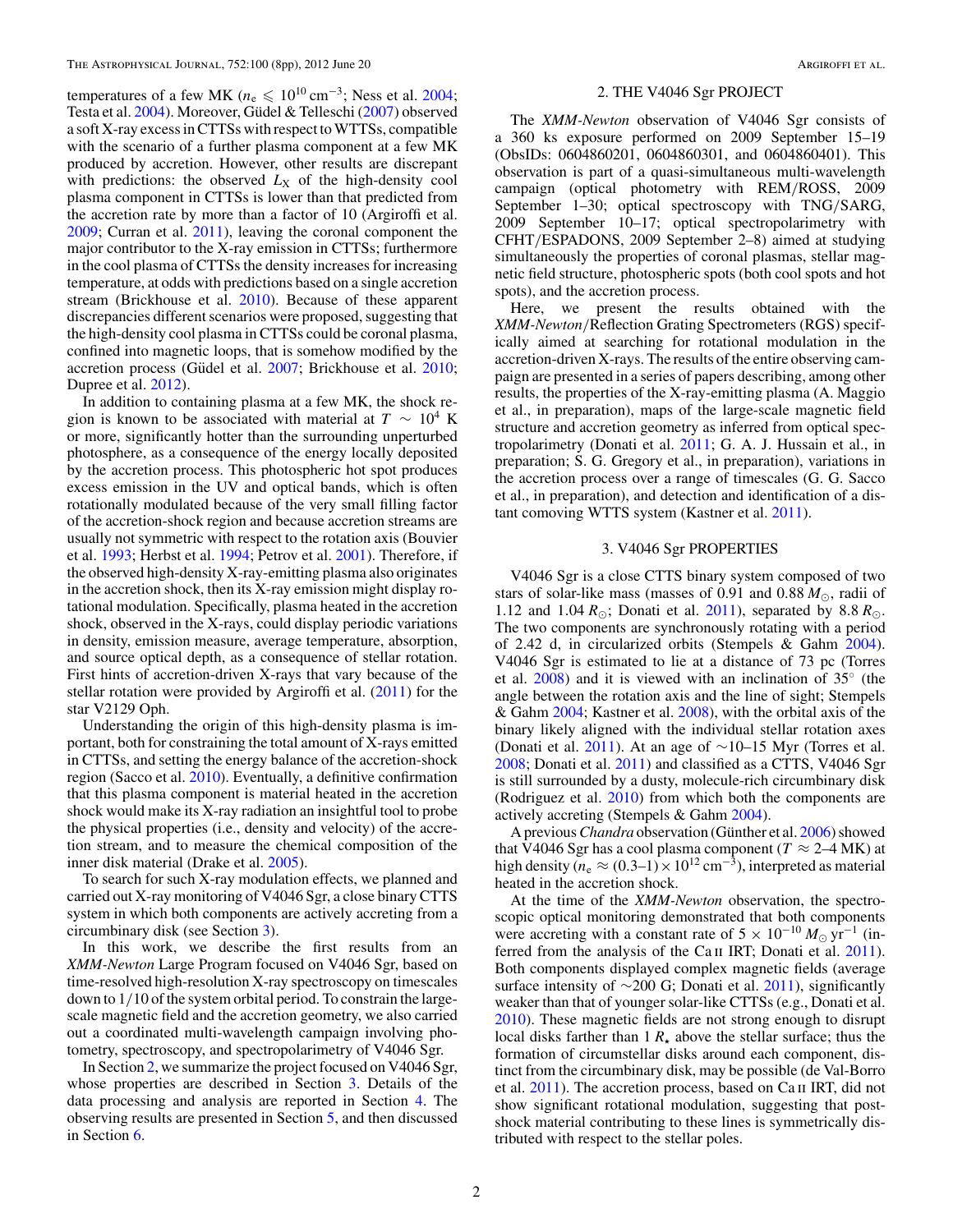temperatures of a few MK ($n_e \leqslant 10^{10}\,\mathrm{cm}^{-3}$; Ness et al. 2004; Testa et al. 2004). Moreover, Güdel & Telleschi (2007) observed a soft X-ray excess in CTTSs with respect to WTTSs, compatible with the scenario of a further plasma component at a few MK produced by accretion. However, other results are discrepant with predictions: the observed $L_X$ of the high-density cool plasma component in CTTSs is lower than that predicted from the accretion rate by more than a factor of 10 (Argiroffi et al. 2009; Curran et al. 2011), leaving the coronal component the major contributor to the X-ray emission in CTTSs; furthermore in the cool plasma of CTTSs the density increases for increasing temperature, at odds with predictions based on a single accretion stream (Brickhouse et al. 2010). Because of these apparent discrepancies different scenarios were proposed, suggesting that the high-density cool plasma in CTTSs could be coronal plasma, confined into magnetic loops, that is somehow modified by the accretion process (Güdel et al. 2007; Brickhouse et al. 2010; Dupree et al. 2012).

In addition to containing plasma at a few MK, the shock region is known to be associated with material at $T \sim 10^4$ K or more, significantly hotter than the surrounding unperturbed photosphere, as a consequence of the energy locally deposited by the accretion process. This photospheric hot spot produces excess emission in the UV and optical bands, which is often rotationally modulated because of the very small filling factor of the accretion-shock region and because accretion streams are usually not symmetric with respect to the rotation axis (Bouvier et al. 1993; Herbst et al. 1994; Petrov et al. 2001). Therefore, if the observed high-density X-ray-emitting plasma also originates in the accretion shock, then its X-ray emission might display rotational modulation. Specifically, plasma heated in the accretion shock, observed in the X-rays, could display periodic variations in density, emission measure, average temperature, absorption, and source optical depth, as a consequence of stellar rotation. First hints of accretion-driven X-rays that vary because of the stellar rotation were provided by Argiroffi et al. (2011) for the star V2129 Oph.

Understanding the origin of this high-density plasma is important, both for constraining the total amount of X-rays emitted in CTTSs, and setting the energy balance of the accretion-shock region (Sacco et al. 2010). Eventually, a definitive confirmation that this plasma component is material heated in the accretion shock would make its X-ray radiation an insightful tool to probe the physical properties (i.e., density and velocity) of the accretion stream, and to measure the chemical composition of the inner disk material (Drake et al. 2005).

To search for such X-ray modulation effects, we planned and carried out X-ray monitoring of V4046 Sgr, a close binary CTTS system in which both components are actively accreting from a circumbinary disk (see Section 3).

In this work, we describe the first results from an *XMM-Newton* Large Program focused on V4046 Sgr, based on time-resolved high-resolution X-ray spectroscopy on timescales down to 1/10 of the system orbital period. To constrain the large-scale magnetic field and the accretion geometry, we also carried out a coordinated multi-wavelength campaign involving photometry, spectroscopy, and spectropolarimetry of V4046 Sgr.

In Section 2, we summarize the project focused on V4046 Sgr, whose properties are described in Section 3. Details of the data processing and analysis are reported in Section 4. The observing results are presented in Section 5, and then discussed in Section 6.

## 2. THE V4046 Sgr PROJECT

The *XMM-Newton* observation of V4046 Sgr consists of a 360 ks exposure performed on 2009 September 15–19 (ObsIDs: 0604860201, 0604860301, and 0604860401). This observation is part of a quasi-simultaneous multi-wavelength campaign (optical photometry with REM/ROSS, 2009 September 1–30; optical spectroscopy with TNG/SARG, 2009 September 10–17; optical spectropolarimetry with CFHT/ESPADONS, 2009 September 2–8) aimed at studying simultaneously the properties of coronal plasmas, stellar magnetic field structure, photospheric spots (both cool spots and hot spots), and the accretion process.

Here, we present the results obtained with the *XMM-Newton*/Reflection Grating Spectrometers (RGS) specifically aimed at searching for rotational modulation in the accretion-driven X-rays. The results of the entire observing campaign are presented in a series of papers describing, among other results, the properties of the X-ray-emitting plasma (A. Maggio et al., in preparation), maps of the large-scale magnetic field structure and accretion geometry as inferred from optical spectropolarimetry (Donati et al. 2011; G. A. J. Hussain et al., in preparation; S. G. Gregory et al., in preparation), variations in the accretion process over a range of timescales (G. G. Sacco et al., in preparation), and detection and identification of a distant comoving WTTS system (Kastner et al. 2011).

## 3. V4046 Sgr PROPERTIES

V4046 Sgr is a close CTTS binary system composed of two stars of solar-like mass (masses of 0.91 and 0.88 $M_\odot$, radii of 1.12 and 1.04 $R_\odot$; Donati et al. 2011), separated by 8.8 $R_\odot$. The two components are synchronously rotating with a period of 2.42 d, in circularized orbits (Stempels & Gahm 2004). V4046 Sgr is estimated to lie at a distance of 73 pc (Torres et al. 2008) and it is viewed with an inclination of 35° (the angle between the rotation axis and the line of sight; Stempels & Gahm 2004; Kastner et al. 2008), with the orbital axis of the binary likely aligned with the individual stellar rotation axes (Donati et al. 2011). At an age of ~10–15 Myr (Torres et al. 2008; Donati et al. 2011) and classified as a CTTS, V4046 Sgr is still surrounded by a dusty, molecule-rich circumbinary disk (Rodriguez et al. 2010) from which both the components are actively accreting (Stempels & Gahm 2004).

A previous *Chandra* observation (Günther et al. 2006) showed that V4046 Sgr has a cool plasma component ($T \approx 2$–4 MK) at high density ($n_e \approx (0.3$–$1) \times 10^{12}\,\mathrm{cm}^{-3}$), interpreted as material heated in the accretion shock.

At the time of the *XMM-Newton* observation, the spectroscopic optical monitoring demonstrated that both components were accreting with a constant rate of $5 \times 10^{-10}\,M_\odot\,\mathrm{yr}^{-1}$ (inferred from the analysis of the Ca II IRT; Donati et al. 2011). Both components displayed complex magnetic fields (average surface intensity of ~200 G; Donati et al. 2011), significantly weaker than that of younger solar-like CTTSs (e.g., Donati et al. 2010). These magnetic fields are not strong enough to disrupt local disks farther than 1 $R_\star$ above the stellar surface; thus the formation of circumstellar disks around each component, distinct from the circumbinary disk, may be possible (de Val-Borro et al. 2011). The accretion process, based on Ca II IRT, did not show significant rotational modulation, suggesting that post-shock material contributing to these lines is symmetrically distributed with respect to the stellar poles.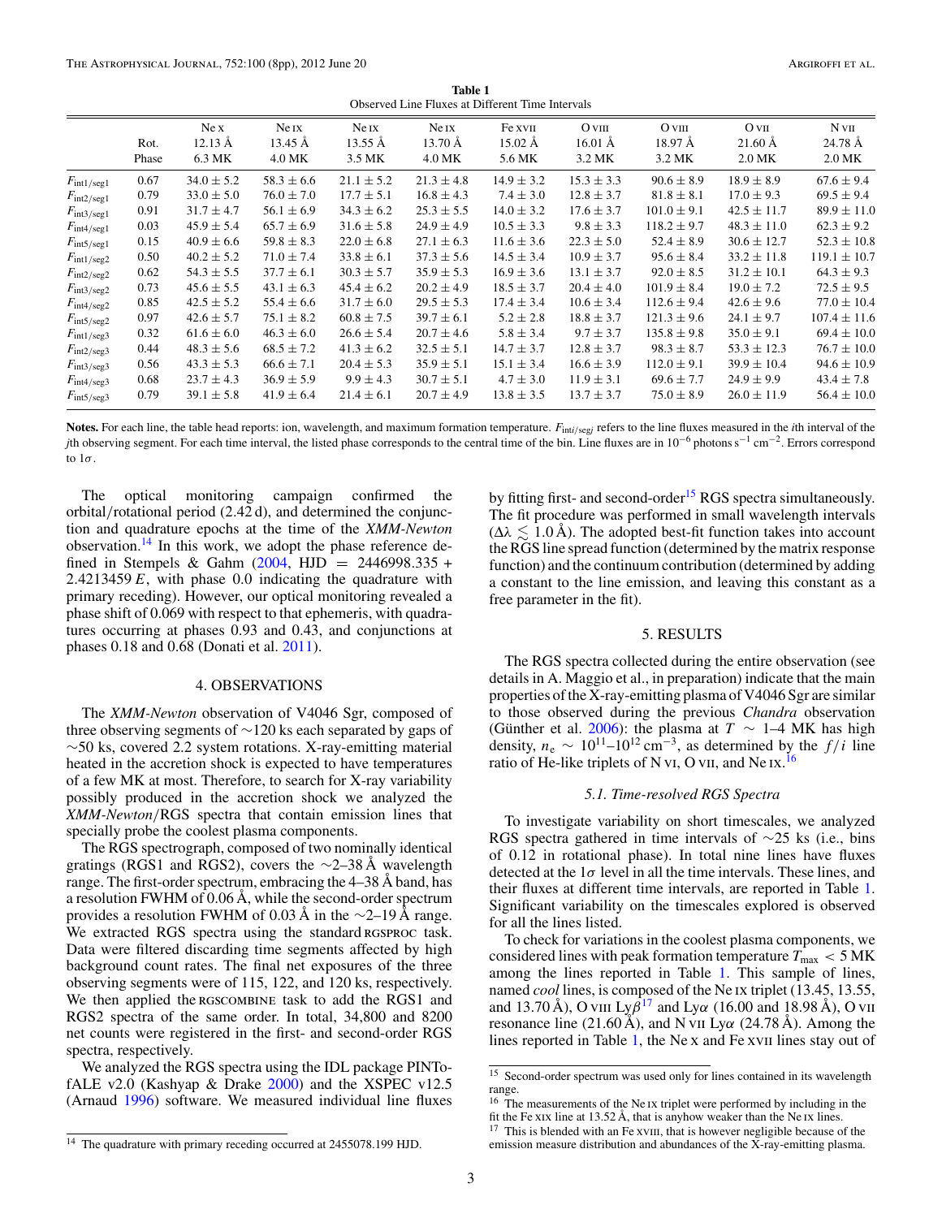**Table 1**
Observed Line Fluxes at Different Time Intervals

| | Rot. Phase | Ne X 12.13 Å 6.3 MK | Ne IX 13.45 Å 4.0 MK | Ne IX 13.55 Å 3.5 MK | Ne IX 13.70 Å 4.0 MK | Fe XVII 15.02 Å 5.6 MK | O VIII 16.01 Å 3.2 MK | O VIII 18.97 Å 3.2 MK | O VII 21.60 Å 2.0 MK | N VII 24.78 Å 2.0 MK |
|---|---|---|---|---|---|---|---|---|---|---|
| $F_{\mathrm{int1/seg1}}$ | 0.67 | $34.0 \pm 5.2$ | $58.3 \pm 6.6$ | $21.1 \pm 5.2$ | $21.3 \pm 4.8$ | $14.9 \pm 3.2$ | $15.3 \pm 3.3$ | $90.6 \pm 8.9$ | $18.9 \pm 8.9$ | $67.6 \pm 9.4$ |
| $F_{\mathrm{int2/seg1}}$ | 0.79 | $33.0 \pm 5.0$ | $76.0 \pm 7.0$ | $17.7 \pm 5.1$ | $16.8 \pm 4.3$ | $7.4 \pm 3.0$ | $12.8 \pm 3.7$ | $81.8 \pm 8.1$ | $17.0 \pm 9.3$ | $69.5 \pm 9.4$ |
| $F_{\mathrm{int3/seg1}}$ | 0.91 | $31.7 \pm 4.7$ | $56.1 \pm 6.9$ | $34.3 \pm 6.2$ | $25.3 \pm 5.5$ | $14.0 \pm 3.2$ | $17.6 \pm 3.7$ | $101.0 \pm 9.1$ | $42.5 \pm 11.7$ | $89.9 \pm 11.0$ |
| $F_{\mathrm{int4/seg1}}$ | 0.03 | $45.9 \pm 5.4$ | $65.7 \pm 6.9$ | $31.6 \pm 5.8$ | $24.9 \pm 4.9$ | $10.5 \pm 3.3$ | $9.8 \pm 3.3$ | $118.2 \pm 9.7$ | $48.3 \pm 11.0$ | $62.3 \pm 9.2$ |
| $F_{\mathrm{int5/seg1}}$ | 0.15 | $40.9 \pm 6.6$ | $59.8 \pm 8.3$ | $22.0 \pm 6.8$ | $27.1 \pm 6.3$ | $11.6 \pm 3.6$ | $22.3 \pm 5.0$ | $52.4 \pm 8.9$ | $30.6 \pm 12.7$ | $52.3 \pm 10.8$ |
| $F_{\mathrm{int1/seg2}}$ | 0.50 | $40.2 \pm 5.2$ | $71.0 \pm 7.4$ | $33.8 \pm 6.1$ | $37.3 \pm 5.6$ | $14.5 \pm 3.4$ | $10.9 \pm 3.7$ | $95.6 \pm 8.4$ | $33.2 \pm 11.8$ | $119.1 \pm 10.7$ |
| $F_{\mathrm{int2/seg2}}$ | 0.62 | $54.3 \pm 5.5$ | $37.7 \pm 6.1$ | $30.3 \pm 5.7$ | $35.9 \pm 5.3$ | $16.9 \pm 3.6$ | $13.1 \pm 3.7$ | $92.0 \pm 8.5$ | $31.2 \pm 10.1$ | $64.3 \pm 9.3$ |
| $F_{\mathrm{int3/seg2}}$ | 0.73 | $45.6 \pm 5.5$ | $43.1 \pm 6.3$ | $45.4 \pm 6.2$ | $20.2 \pm 4.9$ | $18.5 \pm 3.7$ | $20.4 \pm 4.0$ | $101.9 \pm 8.4$ | $19.0 \pm 7.2$ | $72.5 \pm 9.5$ |
| $F_{\mathrm{int4/seg2}}$ | 0.85 | $42.5 \pm 5.2$ | $55.4 \pm 6.6$ | $31.7 \pm 6.0$ | $29.5 \pm 5.3$ | $17.4 \pm 3.4$ | $10.6 \pm 3.4$ | $112.6 \pm 9.4$ | $42.6 \pm 9.6$ | $77.0 \pm 10.4$ |
| $F_{\mathrm{int5/seg2}}$ | 0.97 | $42.6 \pm 5.7$ | $75.1 \pm 8.2$ | $60.8 \pm 7.5$ | $39.7 \pm 6.1$ | $5.2 \pm 2.8$ | $18.8 \pm 3.7$ | $121.3 \pm 9.6$ | $24.1 \pm 9.7$ | $107.4 \pm 11.6$ |
| $F_{\mathrm{int1/seg3}}$ | 0.32 | $61.6 \pm 6.0$ | $46.3 \pm 6.0$ | $26.6 \pm 5.4$ | $20.7 \pm 4.6$ | $5.8 \pm 3.4$ | $9.7 \pm 3.7$ | $135.8 \pm 9.8$ | $35.0 \pm 9.1$ | $69.4 \pm 10.0$ |
| $F_{\mathrm{int2/seg3}}$ | 0.44 | $48.3 \pm 5.6$ | $68.5 \pm 7.2$ | $41.3 \pm 6.2$ | $32.5 \pm 5.1$ | $14.7 \pm 3.7$ | $12.8 \pm 3.7$ | $98.3 \pm 8.7$ | $53.3 \pm 12.3$ | $76.7 \pm 10.0$ |
| $F_{\mathrm{int3/seg3}}$ | 0.56 | $43.3 \pm 5.3$ | $66.6 \pm 7.1$ | $20.4 \pm 5.3$ | $35.9 \pm 5.1$ | $15.1 \pm 3.4$ | $16.6 \pm 3.9$ | $112.0 \pm 9.1$ | $39.9 \pm 10.4$ | $94.6 \pm 10.9$ |
| $F_{\mathrm{int4/seg3}}$ | 0.68 | $23.7 \pm 4.3$ | $36.9 \pm 5.9$ | $9.9 \pm 4.3$ | $30.7 \pm 5.1$ | $4.7 \pm 3.0$ | $11.9 \pm 3.1$ | $69.6 \pm 7.7$ | $24.9 \pm 9.9$ | $43.4 \pm 7.8$ |
| $F_{\mathrm{int5/seg3}}$ | 0.79 | $39.1 \pm 5.8$ | $41.9 \pm 6.4$ | $21.4 \pm 6.1$ | $20.7 \pm 4.9$ | $13.8 \pm 3.5$ | $13.7 \pm 3.7$ | $75.0 \pm 8.9$ | $26.0 \pm 11.9$ | $56.4 \pm 10.0$ |

**Notes.** For each line, the table head reports: ion, wavelength, and maximum formation temperature. $F_{\mathrm{int}i/\mathrm{seg}j}$ refers to the line fluxes measured in the $i$th interval of the $j$th observing segment. For each time interval, the listed phase corresponds to the central time of the bin. Line fluxes are in $10^{-6}$ photons s$^{-1}$ cm$^{-2}$. Errors correspond to $1\sigma$.

The optical monitoring campaign confirmed the orbital/rotational period (2.42 d), and determined the conjunction and quadrature epochs at the time of the *XMM-Newton* observation.[14] In this work, we adopt the phase reference defined in Stempels & Gahm (2004, HJD $= 2446998.335 + 2.4213459\,E$, with phase 0.0 indicating the quadrature with primary receding). However, our optical monitoring revealed a phase shift of 0.069 with respect to that ephemeris, with quadratures occurring at phases 0.93 and 0.43, and conjunctions at phases 0.18 and 0.68 (Donati et al. 2011).

## 4. OBSERVATIONS

The *XMM-Newton* observation of V4046 Sgr, composed of three observing segments of ∼120 ks each separated by gaps of ∼50 ks, covered 2.2 system rotations. X-ray-emitting material heated in the accretion shock is expected to have temperatures of a few MK at most. Therefore, to search for X-ray variability possibly produced in the accretion shock we analyzed the *XMM-Newton*/RGS spectra that contain emission lines that specially probe the coolest plasma components.

The RGS spectrograph, composed of two nominally identical gratings (RGS1 and RGS2), covers the ∼2–38 Å wavelength range. The first-order spectrum, embracing the 4–38 Å band, has a resolution FWHM of 0.06 Å, while the second-order spectrum provides a resolution FWHM of 0.03 Å in the ∼2–19 Å range. We extracted RGS spectra using the standard RGSPROC task. Data were filtered discarding time segments affected by high background count rates. The final net exposures of the three observing segments were of 115, 122, and 120 ks, respectively. We then applied the RGSCOMBINE task to add the RGS1 and RGS2 spectra of the same order. In total, 34,800 and 8200 net counts were registered in the first- and second-order RGS spectra, respectively.

We analyzed the RGS spectra using the IDL package PINTofALE v2.0 (Kashyap & Drake 2000) and the XSPEC v12.5 (Arnaud 1996) software. We measured individual line fluxes by fitting first- and second-order[15] RGS spectra simultaneously. The fit procedure was performed in small wavelength intervals ($\Delta\lambda \lesssim 1.0$ Å). The adopted best-fit function takes into account the RGS line spread function (determined by the matrix response function) and the continuum contribution (determined by adding a constant to the line emission, and leaving this constant as a free parameter in the fit).

## 5. RESULTS

The RGS spectra collected during the entire observation (see details in A. Maggio et al., in preparation) indicate that the main properties of the X-ray-emitting plasma of V4046 Sgr are similar to those observed during the previous *Chandra* observation (Günther et al. 2006): the plasma at $T \sim 1$–4 MK has high density, $n_e \sim 10^{11}$–$10^{12}$ cm$^{-3}$, as determined by the $f/i$ line ratio of He-like triplets of N VI, O VII, and Ne IX.[16]

### 5.1. Time-resolved RGS Spectra

To investigate variability on short timescales, we analyzed RGS spectra gathered in time intervals of ∼25 ks (i.e., bins of 0.12 in rotational phase). In total nine lines have fluxes detected at the $1\sigma$ level in all the time intervals. These lines, and their fluxes at different time intervals, are reported in Table 1. Significant variability on the timescales explored is observed for all the lines listed.

To check for variations in the coolest plasma components, we considered lines with peak formation temperature $T_{\mathrm{max}} < 5$ MK among the lines reported in Table 1. This sample of lines, named *cool* lines, is composed of the Ne IX triplet (13.45, 13.55, and 13.70 Å), O VIII Ly$\beta$[17] and Ly$\alpha$ (16.00 and 18.98 Å), O VII resonance line (21.60 Å), and N VII Ly$\alpha$ (24.78 Å). Among the lines reported in Table 1, the Ne X and Fe XVII lines stay out of

---

[14] The quadrature with primary receding occurred at 2455078.199 HJD.

[15] Second-order spectrum was used only for lines contained in its wavelength range.

[16] The measurements of the Ne IX triplet were performed by including in the fit the Fe XIX line at 13.52 Å, that is anyhow weaker than the Ne IX lines.

[17] This is blended with an Fe XVIII, that is however negligible because of the emission measure distribution and abundances of the X-ray-emitting plasma.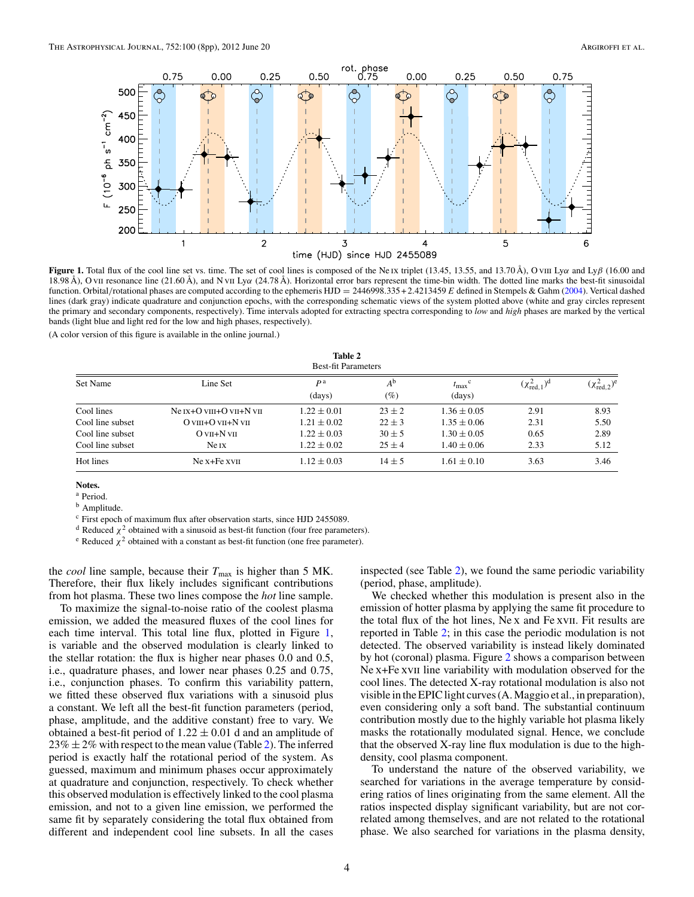**Figure 1.** Total flux of the cool line set vs. time. The set of cool lines is composed of the Ne IX triplet (13.45, 13.55, and 13.70 Å), O VIII Ly$\alpha$ and Ly$\beta$ (16.00 and 18.98 Å), O VII resonance line (21.60 Å), and N VII Ly$\alpha$ (24.78 Å). Horizontal error bars represent the time-bin width. The dotted line marks the best-fit sinusoidal function. Orbital/rotational phases are computed according to the ephemeris HJD = 2446998.335 + 2.4213459 $E$ defined in Stempels & Gahm (2004). Vertical dashed lines (dark gray) indicate quadrature and conjunction epochs, with the corresponding schematic views of the system plotted above (white and gray circles represent the primary and secondary components, respectively). Time intervals adopted for extracting spectra corresponding to *low* and *high* phases are marked by the vertical bands (light blue and light red for the low and high phases, respectively).

(A color version of this figure is available in the online journal.)

**Table 2**
Best-fit Parameters

| Set Name | Line Set | $P$[a] (days) | $A$[b] (%) | $t_{\rm max}$[c] (days) | $(\chi^2_{\rm red,1})$[d] | $(\chi^2_{\rm red,2})$[e] |
|---|---|---|---|---|---|---|
| Cool lines | Ne IX+O VIII+O VII+N VII | $1.22 \pm 0.01$ | $23 \pm 2$ | $1.36 \pm 0.05$ | 2.91 | 8.93 |
| Cool line subset | O VIII+O VII+N VII | $1.21 \pm 0.02$ | $22 \pm 3$ | $1.35 \pm 0.06$ | 2.31 | 5.50 |
| Cool line subset | O VII+N VII | $1.22 \pm 0.03$ | $30 \pm 5$ | $1.30 \pm 0.05$ | 0.65 | 2.89 |
| Cool line subset | Ne IX | $1.22 \pm 0.02$ | $25 \pm 4$ | $1.40 \pm 0.06$ | 2.33 | 5.12 |
| Hot lines | Ne X+Fe XVII | $1.12 \pm 0.03$ | $14 \pm 5$ | $1.61 \pm 0.10$ | 3.63 | 3.46 |

**Notes.**
[a] Period.
[b] Amplitude.
[c] First epoch of maximum flux after observation starts, since HJD 2455089.
[d] Reduced $\chi^2$ obtained with a sinusoid as best-fit function (four free parameters).
[e] Reduced $\chi^2$ obtained with a constant as best-fit function (one free parameter).

the *cool* line sample, because their $T_{\rm max}$ is higher than 5 MK. Therefore, their flux likely includes significant contributions from hot plasma. These two lines compose the *hot* line sample.

To maximize the signal-to-noise ratio of the coolest plasma emission, we added the measured fluxes of the cool lines for each time interval. This total line flux, plotted in Figure 1, is variable and the observed modulation is clearly linked to the stellar rotation: the flux is higher near phases 0.0 and 0.5, i.e., quadrature phases, and lower near phases 0.25 and 0.75, i.e., conjunction phases. To confirm this variability pattern, we fitted these observed flux variations with a sinusoid plus a constant. We left all the best-fit function parameters (period, phase, amplitude, and the additive constant) free to vary. We obtained a best-fit period of $1.22 \pm 0.01$ d and an amplitude of $23\% \pm 2\%$ with respect to the mean value (Table 2). The inferred period is exactly half the rotational period of the system. As guessed, maximum and minimum phases occur approximately at quadrature and conjunction, respectively. To check whether this observed modulation is effectively linked to the cool plasma emission, and not to a given line emission, we performed the same fit by separately considering the total flux obtained from different and independent cool line subsets. In all the cases inspected (see Table 2), we found the same periodic variability (period, phase, amplitude).

We checked whether this modulation is present also in the emission of hotter plasma by applying the same fit procedure to the total flux of the hot lines, Ne X and Fe XVII. Fit results are reported in Table 2; in this case the periodic modulation is not detected. The observed variability is instead likely dominated by hot (coronal) plasma. Figure 2 shows a comparison between Ne X+Fe XVII line variability with modulation observed for the cool lines. The detected X-ray rotational modulation is also not visible in the EPIC light curves (A. Maggio et al., in preparation), even considering only a soft band. The substantial continuum contribution mostly due to the highly variable hot plasma likely masks the rotationally modulated signal. Hence, we conclude that the observed X-ray line flux modulation is due to the high-density, cool plasma component.

To understand the nature of the observed variability, we searched for variations in the average temperature by considering ratios of lines originating from the same element. All the ratios inspected display significant variability, but are not correlated among themselves, and are not related to the rotational phase. We also searched for variations in the plasma density,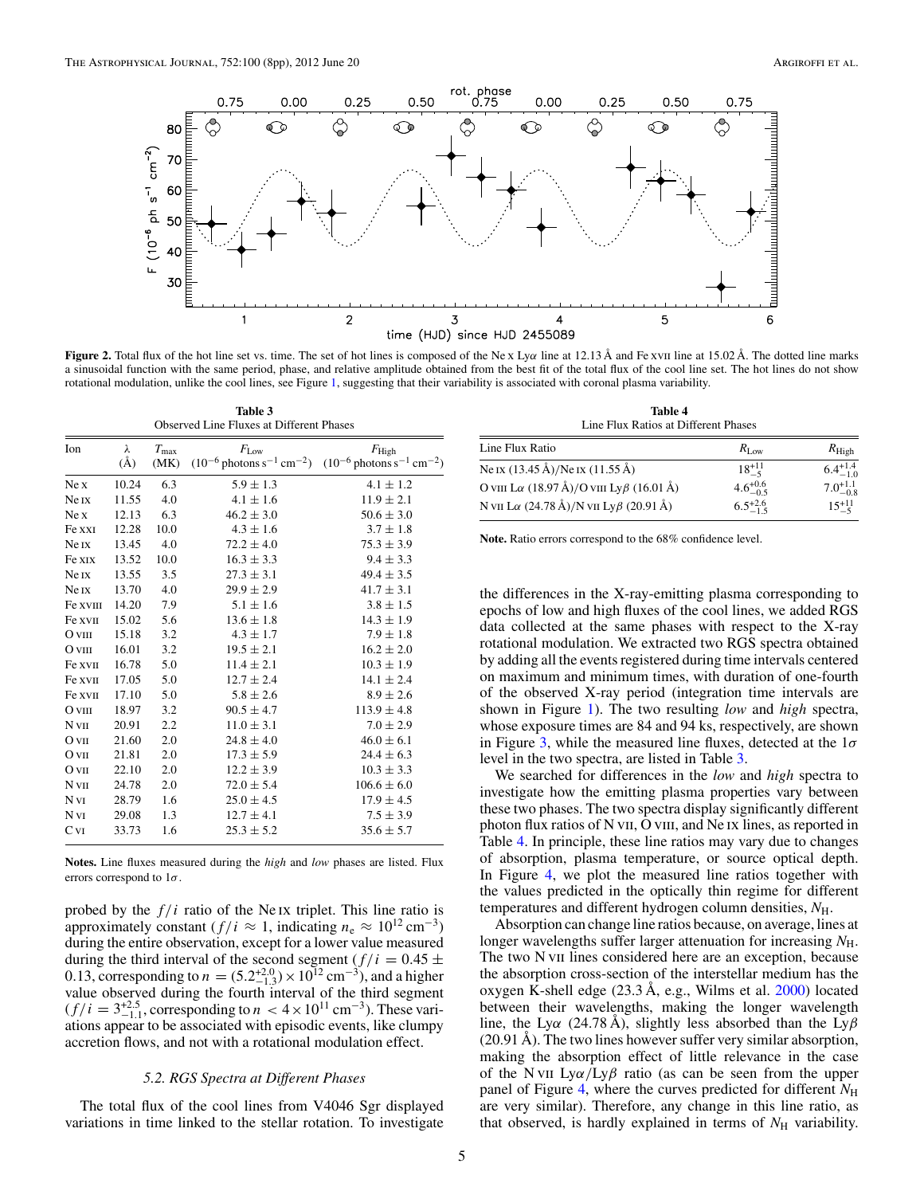**Figure 2.** Total flux of the hot line set vs. time. The set of hot lines is composed of the Ne x Ly$\alpha$ line at 12.13 Å and Fe XVII line at 15.02 Å. The dotted line marks a sinusoidal function with the same period, phase, and relative amplitude obtained from the best fit of the total flux of the cool line set. The hot lines do not show rotational modulation, unlike the cool lines, see Figure 1, suggesting that their variability is associated with coronal plasma variability.

**Table 3**
Observed Line Fluxes at Different Phases

| Ion | $\lambda$ (Å) | $T_{\max}$ (MK) | $F_{\rm Low}$ ($10^{-6}$ photons s$^{-1}$ cm$^{-2}$) | $F_{\rm High}$ ($10^{-6}$ photons s$^{-1}$ cm$^{-2}$) |
|---|---|---|---|---|
| Ne X | 10.24 | 6.3 | $5.9 \pm 1.3$ | $4.1 \pm 1.2$ |
| Ne IX | 11.55 | 4.0 | $4.1 \pm 1.6$ | $11.9 \pm 2.1$ |
| Ne X | 12.13 | 6.3 | $46.2 \pm 3.0$ | $50.6 \pm 3.0$ |
| Fe XXI | 12.28 | 10.0 | $4.3 \pm 1.6$ | $3.7 \pm 1.8$ |
| Ne IX | 13.45 | 4.0 | $72.2 \pm 4.0$ | $75.3 \pm 3.9$ |
| Fe XIX | 13.52 | 10.0 | $16.3 \pm 3.3$ | $9.4 \pm 3.3$ |
| Ne IX | 13.55 | 3.5 | $27.3 \pm 3.1$ | $49.4 \pm 3.5$ |
| Ne IX | 13.70 | 4.0 | $29.9 \pm 2.9$ | $41.7 \pm 3.1$ |
| Fe XVIII | 14.20 | 7.9 | $5.1 \pm 1.6$ | $3.8 \pm 1.5$ |
| Fe XVII | 15.02 | 5.6 | $13.6 \pm 1.8$ | $14.3 \pm 1.9$ |
| O VIII | 15.18 | 3.2 | $4.3 \pm 1.7$ | $7.9 \pm 1.8$ |
| O VIII | 16.01 | 3.2 | $19.5 \pm 2.1$ | $16.2 \pm 2.0$ |
| Fe XVII | 16.78 | 5.0 | $11.4 \pm 2.1$ | $10.3 \pm 1.9$ |
| Fe XVII | 17.05 | 5.0 | $12.7 \pm 2.4$ | $14.1 \pm 2.4$ |
| Fe XVII | 17.10 | 5.0 | $5.8 \pm 2.6$ | $8.9 \pm 2.6$ |
| O VIII | 18.97 | 3.2 | $90.5 \pm 4.7$ | $113.9 \pm 4.8$ |
| N VII | 20.91 | 2.2 | $11.0 \pm 3.1$ | $7.0 \pm 2.9$ |
| O VII | 21.60 | 2.0 | $24.8 \pm 4.0$ | $46.0 \pm 6.1$ |
| O VII | 21.81 | 2.0 | $17.3 \pm 5.9$ | $24.4 \pm 6.3$ |
| O VII | 22.10 | 2.0 | $12.2 \pm 3.9$ | $10.3 \pm 3.3$ |
| N VII | 24.78 | 2.0 | $72.0 \pm 5.4$ | $106.6 \pm 6.0$ |
| N VI | 28.79 | 1.6 | $25.0 \pm 4.5$ | $17.9 \pm 4.5$ |
| N VI | 29.08 | 1.3 | $12.7 \pm 4.1$ | $7.5 \pm 3.9$ |
| C VI | 33.73 | 1.6 | $25.3 \pm 5.2$ | $35.6 \pm 5.7$ |

**Notes.** Line fluxes measured during the *high* and *low* phases are listed. Flux errors correspond to $1\sigma$.

probed by the $f/i$ ratio of the Ne IX triplet. This line ratio is approximately constant ($f/i \approx 1$, indicating $n_{\rm e} \approx 10^{12}$ cm$^{-3}$) during the entire observation, except for a lower value measured during the third interval of the second segment ($f/i = 0.45 \pm 0.13$, corresponding to $n = (5.2^{+2.0}_{-1.3}) \times 10^{12}$ cm$^{-3}$), and a higher value observed during the fourth interval of the third segment ($f/i = 3^{+2.5}_{-1.1}$, corresponding to $n < 4 \times 10^{11}$ cm$^{-3}$). These variations appear to be associated with episodic events, like clumpy accretion flows, and not with a rotational modulation effect.

### 5.2. *RGS Spectra at Different Phases*

The total flux of the cool lines from V4046 Sgr displayed variations in time linked to the stellar rotation. To investigate the differences in the X-ray-emitting plasma corresponding to epochs of low and high fluxes of the cool lines, we added RGS data collected at the same phases with respect to the X-ray rotational modulation. We extracted two RGS spectra obtained by adding all the events registered during time intervals centered on maximum and minimum times, with duration of one-fourth of the observed X-ray period (integration time intervals are shown in Figure 1). The two resulting *low* and *high* spectra, whose exposure times are 84 and 94 ks, respectively, are shown in Figure 3, while the measured line fluxes, detected at the $1\sigma$ level in the two spectra, are listed in Table 3.

**Table 4**
Line Flux Ratios at Different Phases

| Line Flux Ratio | $R_{\rm Low}$ | $R_{\rm High}$ |
|---|---|---|
| Ne IX (13.45 Å)/Ne IX (11.55 Å) | $18^{+11}_{-5}$ | $6.4^{+1.4}_{-1.0}$ |
| O VIII L$\alpha$ (18.97 Å)/O VIII Ly$\beta$ (16.01 Å) | $4.6^{+0.6}_{-0.5}$ | $7.0^{+1.1}_{-0.8}$ |
| N VII L$\alpha$ (24.78 Å)/N VII Ly$\beta$ (20.91 Å) | $6.5^{+2.6}_{-1.5}$ | $15^{+11}_{-5}$ |

**Note.** Ratio errors correspond to the 68% confidence level.

We searched for differences in the *low* and *high* spectra to investigate how the emitting plasma properties vary between these two phases. The two spectra display significantly different photon flux ratios of N VII, O VIII, and Ne IX lines, as reported in Table 4. In principle, these line ratios may vary due to changes of absorption, plasma temperature, or source optical depth. In Figure 4, we plot the measured line ratios together with the values predicted in the optically thin regime for different temperatures and different hydrogen column densities, $N_{\rm H}$.

Absorption can change line ratios because, on average, lines at longer wavelengths suffer larger attenuation for increasing $N_{\rm H}$. The two N VII lines considered here are an exception, because the absorption cross-section of the interstellar medium has the oxygen K-shell edge (23.3 Å, e.g., Wilms et al. 2000) located between their wavelengths, making the longer wavelength line, the Ly$\alpha$ (24.78 Å), slightly less absorbed than the Ly$\beta$ (20.91 Å). The two lines however suffer very similar absorption, making the absorption effect of little relevance in the case of the N VII Ly$\alpha$/Ly$\beta$ ratio (as can be seen from the upper panel of Figure 4, where the curves predicted for different $N_{\rm H}$ are very similar). Therefore, any change in this line ratio, as that observed, is hardly explained in terms of $N_{\rm H}$ variability.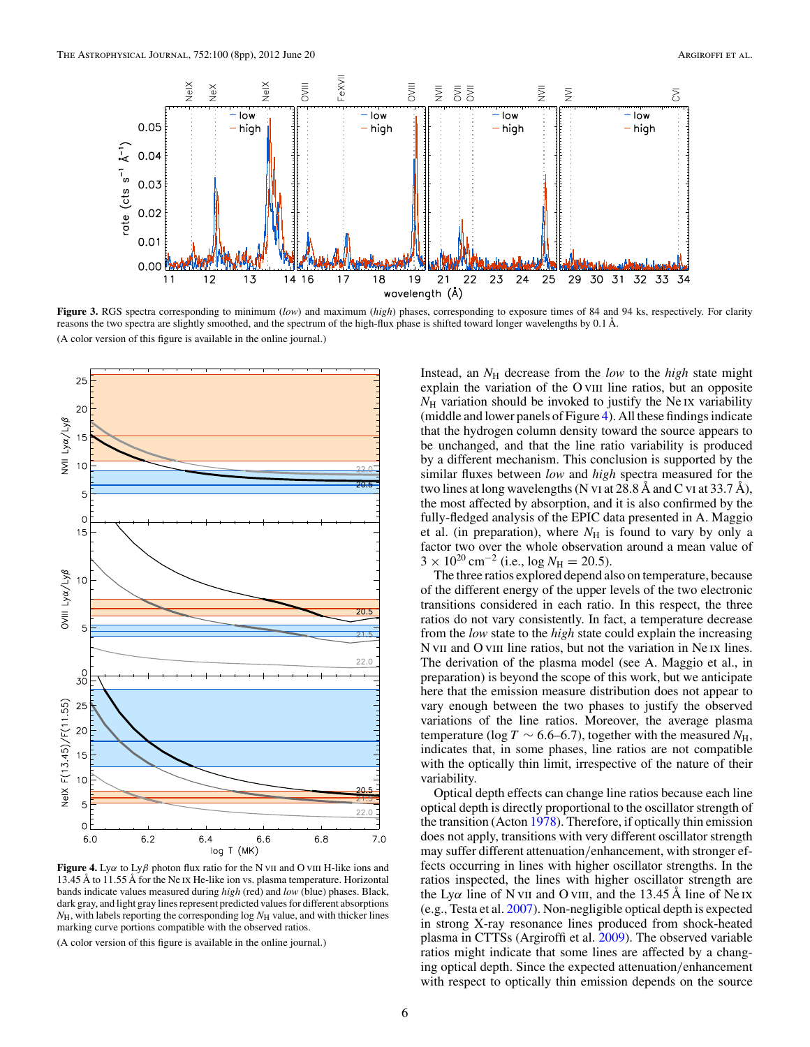**Figure 3.** RGS spectra corresponding to minimum (*low*) and maximum (*high*) phases, corresponding to exposure times of 84 and 94 ks, respectively. For clarity reasons the two spectra are slightly smoothed, and the spectrum of the high-flux phase is shifted toward longer wavelengths by 0.1 Å.

(A color version of this figure is available in the online journal.)

**Figure 4.** Ly$\alpha$ to Ly$\beta$ photon flux ratio for the N VII and O VIII H-like ions and 13.45 Å to 11.55 Å for the Ne IX He-like ion vs. plasma temperature. Horizontal bands indicate values measured during *high* (red) and *low* (blue) phases. Black, dark gray, and light gray lines represent predicted values for different absorptions $N_{\rm H}$, with labels reporting the corresponding log $N_{\rm H}$ value, and with thicker lines marking curve portions compatible with the observed ratios.

(A color version of this figure is available in the online journal.)

Instead, an $N_{\rm H}$ decrease from the *low* to the *high* state might explain the variation of the O VIII line ratios, but an opposite $N_{\rm H}$ variation should be invoked to justify the Ne IX variability (middle and lower panels of Figure 4). All these findings indicate that the hydrogen column density toward the source appears to be unchanged, and that the line ratio variability is produced by a different mechanism. This conclusion is supported by the similar fluxes between *low* and *high* spectra measured for the two lines at long wavelengths (N VI at 28.8 Å and C VI at 33.7 Å), the most affected by absorption, and it is also confirmed by the fully-fledged analysis of the EPIC data presented in A. Maggio et al. (in preparation), where $N_{\rm H}$ is found to vary by only a factor two over the whole observation around a mean value of $3 \times 10^{20}$ cm$^{-2}$ (i.e., log $N_{\rm H} = 20.5$).

The three ratios explored depend also on temperature, because of the different energy of the upper levels of the two electronic transitions considered in each ratio. In this respect, the three ratios do not vary consistently. In fact, a temperature decrease from the *low* state to the *high* state could explain the increasing N VII and O VIII line ratios, but not the variation in Ne IX lines. The derivation of the plasma model (see A. Maggio et al., in preparation) is beyond the scope of this work, but we anticipate here that the emission measure distribution does not appear to vary enough between the two phases to justify the observed variations of the line ratios. Moreover, the average plasma temperature (log $T \sim 6.6$–6.7), together with the measured $N_{\rm H}$, indicates that, in some phases, line ratios are not compatible with the optically thin limit, irrespective of the nature of their variability.

Optical depth effects can change line ratios because each line optical depth is directly proportional to the oscillator strength of the transition (Acton 1978). Therefore, if optically thin emission does not apply, transitions with very different oscillator strength may suffer different attenuation/enhancement, with stronger effects occurring in lines with higher oscillator strengths. In the ratios inspected, the lines with higher oscillator strength are the Ly$\alpha$ line of N VII and O VIII, and the 13.45 Å line of Ne IX (e.g., Testa et al. 2007). Non-negligible optical depth is expected in strong X-ray resonance lines produced from shock-heated plasma in CTTSs (Argiroffi et al. 2009). The observed variable ratios might indicate that some lines are affected by a changing optical depth. Since the expected attenuation/enhancement with respect to optically thin emission depends on the source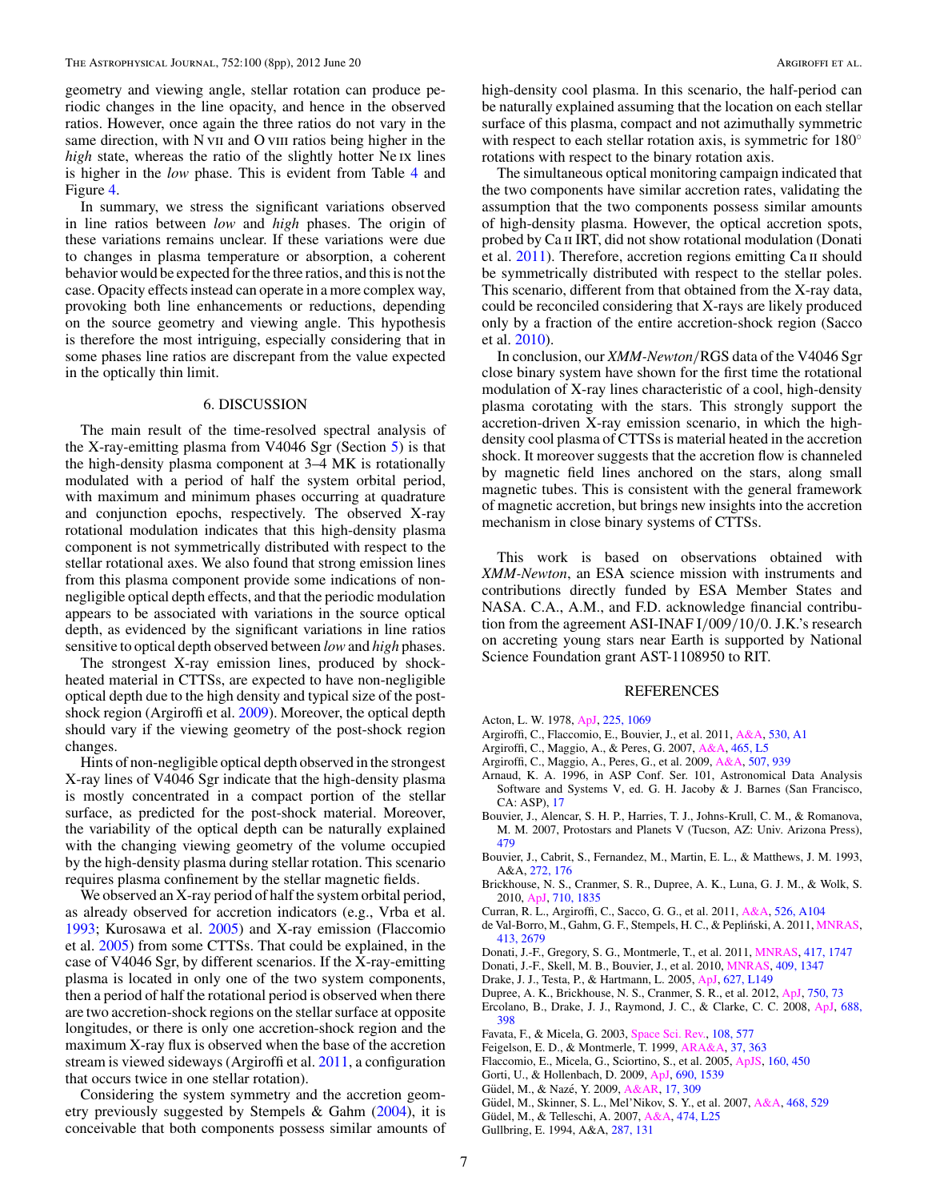geometry and viewing angle, stellar rotation can produce periodic changes in the line opacity, and hence in the observed ratios. However, once again the three ratios do not vary in the same direction, with N VII and O VIII ratios being higher in the *high* state, whereas the ratio of the slightly hotter Ne IX lines is higher in the *low* phase. This is evident from Table 4 and Figure 4.

In summary, we stress the significant variations observed in line ratios between *low* and *high* phases. The origin of these variations remains unclear. If these variations were due to changes in plasma temperature or absorption, a coherent behavior would be expected for the three ratios, and this is not the case. Opacity effects instead can operate in a more complex way, provoking both line enhancements or reductions, depending on the source geometry and viewing angle. This hypothesis is therefore the most intriguing, especially considering that in some phases line ratios are discrepant from the value expected in the optically thin limit.

## 6. DISCUSSION

The main result of the time-resolved spectral analysis of the X-ray-emitting plasma from V4046 Sgr (Section 5) is that the high-density plasma component at 3–4 MK is rotationally modulated with a period of half the system orbital period, with maximum and minimum phases occurring at quadrature and conjunction epochs, respectively. The observed X-ray rotational modulation indicates that this high-density plasma component is not symmetrically distributed with respect to the stellar rotational axes. We also found that strong emission lines from this plasma component provide some indications of non-negligible optical depth effects, and that the periodic modulation appears to be associated with variations in the source optical depth, as evidenced by the significant variations in line ratios sensitive to optical depth observed between *low* and *high* phases.

The strongest X-ray emission lines, produced by shock-heated material in CTTSs, are expected to have non-negligible optical depth due to the high density and typical size of the post-shock region (Argiroffi et al. 2009). Moreover, the optical depth should vary if the viewing geometry of the post-shock region changes.

Hints of non-negligible optical depth observed in the strongest X-ray lines of V4046 Sgr indicate that the high-density plasma is mostly concentrated in a compact portion of the stellar surface, as predicted for the post-shock material. Moreover, the variability of the optical depth can be naturally explained with the changing viewing geometry of the volume occupied by the high-density plasma during stellar rotation. This scenario requires plasma confinement by the stellar magnetic fields.

We observed an X-ray period of half the system orbital period, as already observed for accretion indicators (e.g., Vrba et al. 1993; Kurosawa et al. 2005) and X-ray emission (Flaccomio et al. 2005) from some CTTSs. That could be explained, in the case of V4046 Sgr, by different scenarios. If the X-ray-emitting plasma is located in only one of the two system components, then a period of half the rotational period is observed when there are two accretion-shock regions on the stellar surface at opposite longitudes, or there is only one accretion-shock region and the maximum X-ray flux is observed when the base of the accretion stream is viewed sideways (Argiroffi et al. 2011, a configuration that occurs twice in one stellar rotation).

Considering the system symmetry and the accretion geometry previously suggested by Stempels & Gahm (2004), it is conceivable that both components possess similar amounts of high-density cool plasma. In this scenario, the half-period can be naturally explained assuming that the location on each stellar surface of this plasma, compact and not azimuthally symmetric with respect to each stellar rotation axis, is symmetric for 180° rotations with respect to the binary rotation axis.

The simultaneous optical monitoring campaign indicated that the two components have similar accretion rates, validating the assumption that the two components possess similar amounts of high-density plasma. However, the optical accretion spots, probed by Ca II IRT, did not show rotational modulation (Donati et al. 2011). Therefore, accretion regions emitting Ca II should be symmetrically distributed with respect to the stellar poles. This scenario, different from that obtained from the X-ray data, could be reconciled considering that X-rays are likely produced only by a fraction of the entire accretion-shock region (Sacco et al. 2010).

In conclusion, our *XMM-Newton*/RGS data of the V4046 Sgr close binary system have shown for the first time the rotational modulation of X-ray lines characteristic of a cool, high-density plasma corotating with the stars. This strongly support the accretion-driven X-ray emission scenario, in which the high-density cool plasma of CTTSs is material heated in the accretion shock. It moreover suggests that the accretion flow is channeled by magnetic field lines anchored on the stars, along small magnetic tubes. This is consistent with the general framework of magnetic accretion, but brings new insights into the accretion mechanism in close binary systems of CTTSs.

This work is based on observations obtained with *XMM-Newton*, an ESA science mission with instruments and contributions directly funded by ESA Member States and NASA. C.A., A.M., and F.D. acknowledge financial contribution from the agreement ASI-INAF I/009/10/0. J.K.'s research on accreting young stars near Earth is supported by National Science Foundation grant AST-1108950 to RIT.

## REFERENCES

Acton, L. W. 1978, ApJ, 225, 1069
Argiroffi, C., Flaccomio, E., Bouvier, J., et al. 2011, A&A, 530, A1
Argiroffi, C., Maggio, A., & Peres, G. 2007, A&A, 465, L5
Argiroffi, C., Maggio, A., Peres, G., et al. 2009, A&A, 507, 939
Arnaud, K. A. 1996, in ASP Conf. Ser. 101, Astronomical Data Analysis Software and Systems V, ed. G. H. Jacoby & J. Barnes (San Francisco, CA: ASP), 17
Bouvier, J., Alencar, S. H. P., Harries, T. J., Johns-Krull, C. M., & Romanova, M. M. 2007, Protostars and Planets V (Tucson, AZ: Univ. Arizona Press), 479
Bouvier, J., Cabrit, S., Fernandez, M., Martin, E. L., & Matthews, J. M. 1993, A&A, 272, 176
Brickhouse, N. S., Cranmer, S. R., Dupree, A. K., Luna, G. J. M., & Wolk, S. 2010, ApJ, 710, 1835
Curran, R. L., Argiroffi, C., Sacco, G. G., et al. 2011, A&A, 526, A104
de Val-Borro, M., Gahm, G. F., Stempels, H. C., & Pepliński, A. 2011, MNRAS, 413, 2679
Donati, J.-F., Gregory, S. G., Montmerle, T., et al. 2011, MNRAS, 417, 1747
Donati, J.-F., Skell, M. B., Bouvier, J., et al. 2010, MNRAS, 409, 1347
Drake, J. J., Testa, P., & Hartmann, L. 2005, ApJ, 627, L149
Dupree, A. K., Brickhouse, N. S., Cranmer, S. R., et al. 2012, ApJ, 750, 73
Ercolano, B., Drake, J. J., Raymond, J. C., & Clarke, C. C. 2008, ApJ, 688, 398
Favata, F., & Micela, G. 2003, Space Sci. Rev., 108, 577
Feigelson, E. D., & Montmerle, T. 1999, ARA&A, 37, 363
Flaccomio, E., Micela, G., Sciortino, S., et al. 2005, ApJS, 160, 450
Gorti, U., & Hollenbach, D. 2009, ApJ, 690, 1539
Güdel, M., & Nazé, Y. 2009, A&AR, 17, 309
Güdel, M., Skinner, S. L., Mel'Nikov, S. Y., et al. 2007, A&A, 468, 529
Güdel, M., & Telleschi, A. 2007, A&A, 474, L25
Gullbring, E. 1994, A&A, 287, 131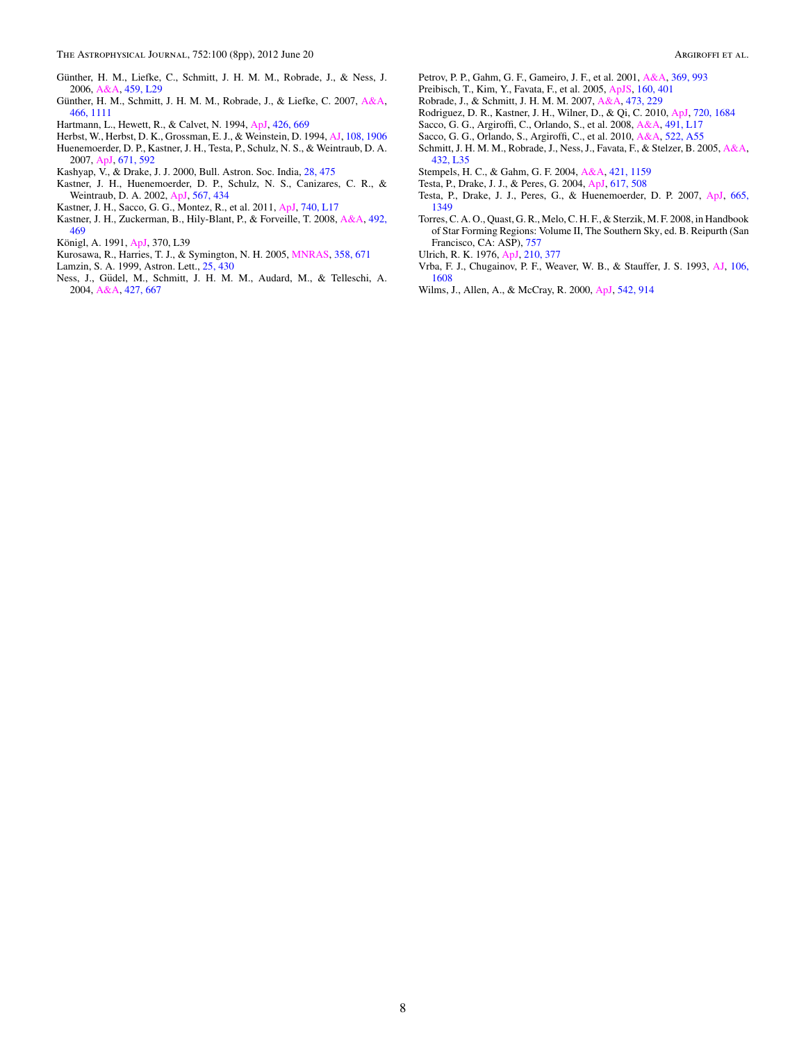Günther, H. M., Liefke, C., Schmitt, J. H. M. M., Robrade, J., & Ness, J. 2006, A&A, 459, L29

Günther, H. M., Schmitt, J. H. M. M., Robrade, J., & Liefke, C. 2007, A&A, 466, 1111

Hartmann, L., Hewett, R., & Calvet, N. 1994, ApJ, 426, 669

Herbst, W., Herbst, D. K., Grossman, E. J., & Weinstein, D. 1994, AJ, 108, 1906

Huenemoerder, D. P., Kastner, J. H., Testa, P., Schulz, N. S., & Weintraub, D. A. 2007, ApJ, 671, 592

Kashyap, V., & Drake, J. J. 2000, Bull. Astron. Soc. India, 28, 475

Kastner, J. H., Huenemoerder, D. P., Schulz, N. S., Canizares, C. R., & Weintraub, D. A. 2002, ApJ, 567, 434

Kastner, J. H., Sacco, G. G., Montez, R., et al. 2011, ApJ, 740, L17

Kastner, J. H., Zuckerman, B., Hily-Blant, P., & Forveille, T. 2008, A&A, 492, 469

Königl, A. 1991, ApJ, 370, L39

Kurosawa, R., Harries, T. J., & Symington, N. H. 2005, MNRAS, 358, 671

Lamzin, S. A. 1999, Astron. Lett., 25, 430

Ness, J., Güdel, M., Schmitt, J. H. M. M., Audard, M., & Telleschi, A. 2004, A&A, 427, 667

Petrov, P. P., Gahm, G. F., Gameiro, J. F., et al. 2001, A&A, 369, 993

Preibisch, T., Kim, Y., Favata, F., et al. 2005, ApJS, 160, 401

Robrade, J., & Schmitt, J. H. M. M. 2007, A&A, 473, 229

Rodriguez, D. R., Kastner, J. H., Wilner, D., & Qi, C. 2010, ApJ, 720, 1684

Sacco, G. G., Argiroffi, C., Orlando, S., et al. 2008, A&A, 491, L17

Sacco, G. G., Orlando, S., Argiroffi, C., et al. 2010, A&A, 522, A55

Schmitt, J. H. M. M., Robrade, J., Ness, J., Favata, F., & Stelzer, B. 2005, A&A, 432, L35

Stempels, H. C., & Gahm, G. F. 2004, A&A, 421, 1159

Testa, P., Drake, J. J., & Peres, G. 2004, ApJ, 617, 508

Testa, P., Drake, J. J., Peres, G., & Huenemoerder, D. P. 2007, ApJ, 665, 1349

Torres, C. A. O., Quast, G. R., Melo, C. H. F., & Sterzik, M. F. 2008, in Handbook of Star Forming Regions: Volume II, The Southern Sky, ed. B. Reipurth (San Francisco, CA: ASP), 757

Ulrich, R. K. 1976, ApJ, 210, 377

Vrba, F. J., Chugainov, P. F., Weaver, W. B., & Stauffer, J. S. 1993, AJ, 106, 1608

Wilms, J., Allen, A., & McCray, R. 2000, ApJ, 542, 914